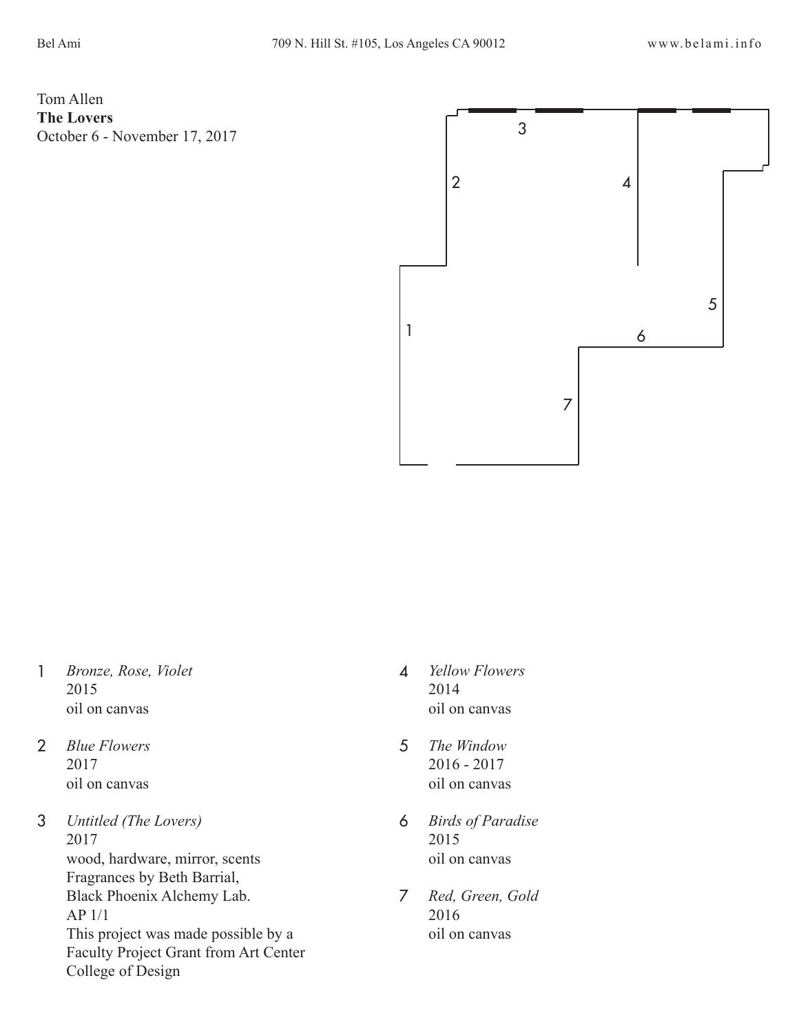Bel Ami 709 N. Hill St. #105, Los Angeles CA 90012 www.belami.info

Tom Allen
**The Lovers**
October 6 - November 17, 2017

1. *Bronze, Rose, Violet*
   2015
   oil on canvas

2. *Blue Flowers*
   2017
   oil on canvas

3. *Untitled (The Lovers)*
   2017
   wood, hardware, mirror, scents
   Fragrances by Beth Barrial,
   Black Phoenix Alchemy Lab.
   AP 1/1
   This project was made possible by a
   Faculty Project Grant from Art Center
   College of Design

4. *Yellow Flowers*
   2014
   oil on canvas

5. *The Window*
   2016 - 2017
   oil on canvas

6. *Birds of Paradise*
   2015
   oil on canvas

7. *Red, Green, Gold*
   2016
   oil on canvas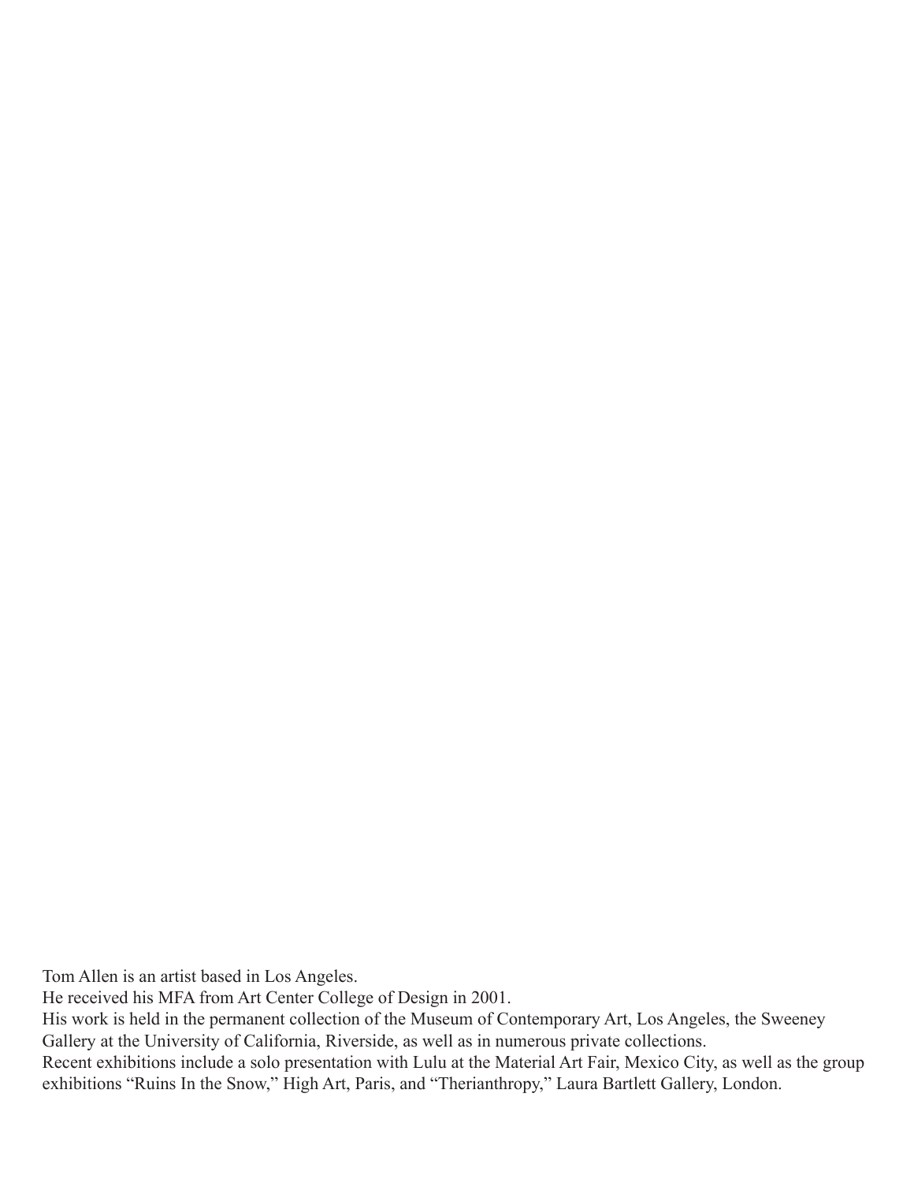Tom Allen is an artist based in Los Angeles.
He received his MFA from Art Center College of Design in 2001.
His work is held in the permanent collection of the Museum of Contemporary Art, Los Angeles, the Sweeney Gallery at the University of California, Riverside, as well as in numerous private collections.
Recent exhibitions include a solo presentation with Lulu at the Material Art Fair, Mexico City, as well as the group exhibitions "Ruins In the Snow," High Art, Paris, and "Therianthropy," Laura Bartlett Gallery, London.